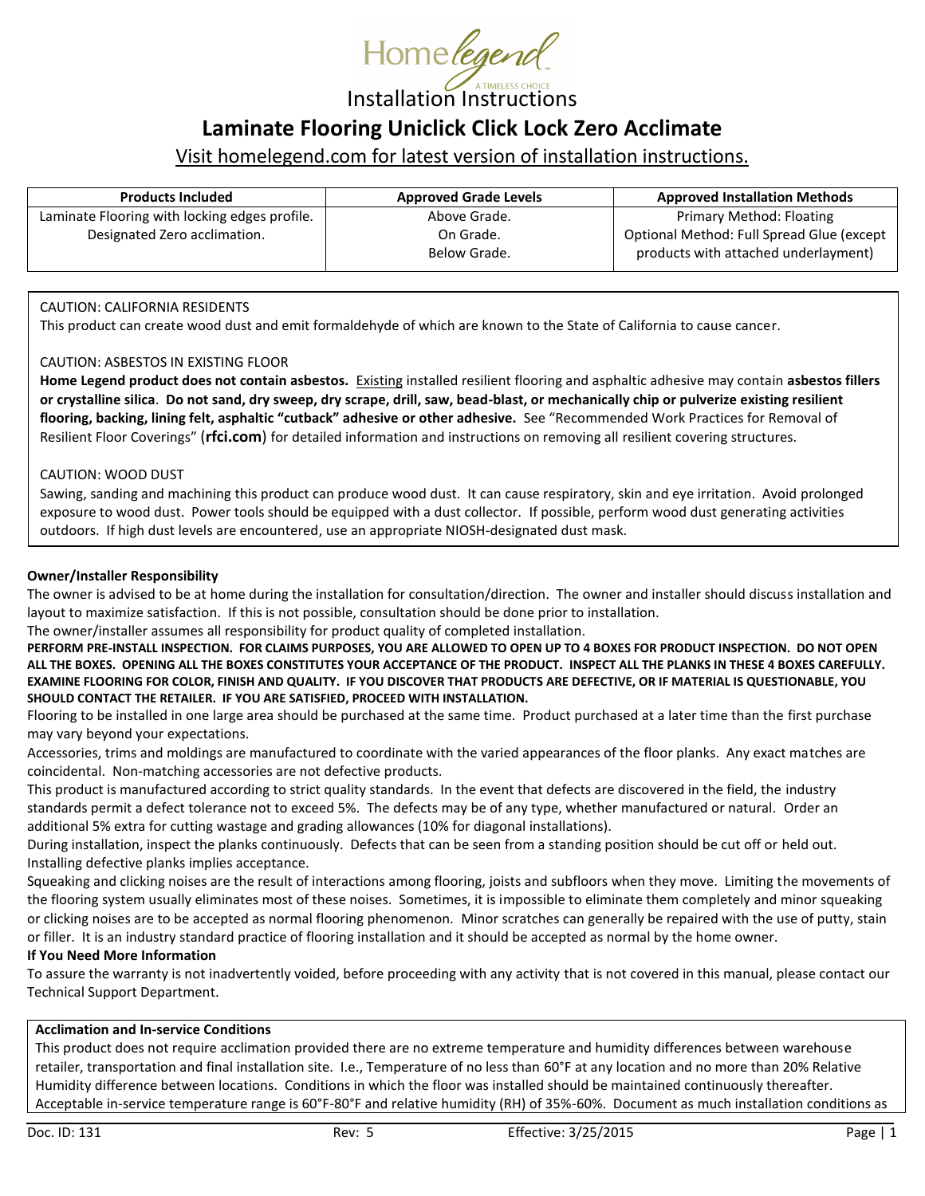Home legend

A TIMELESS CHOICE

Installation Instructions

# Laminate Flooring Uniclick Click Lock Zero Acclimate

Visit homelegend.com for latest version of installation instructions.

| Products Included | Approved Grade Levels | Approved Installation Methods |
|---|---|---|
| Laminate Flooring with locking edges profile. Designated Zero acclimation. | Above Grade. On Grade. Below Grade. | Primary Method: Floating Optional Method: Full Spread Glue (except products with attached underlayment) |

CAUTION: CALIFORNIA RESIDENTS

This product can create wood dust and emit formaldehyde of which are known to the State of California to cause cancer.

CAUTION: ASBESTOS IN EXISTING FLOOR

**Home Legend product does not contain asbestos.** Existing installed resilient flooring and asphaltic adhesive may contain **asbestos fillers or crystalline silica**. **Do not sand, dry sweep, dry scrape, drill, saw, bead-blast, or mechanically chip or pulverize existing resilient flooring, backing, lining felt, asphaltic "cutback" adhesive or other adhesive.** See "Recommended Work Practices for Removal of Resilient Floor Coverings" (**rfci.com**) for detailed information and instructions on removing all resilient covering structures.

CAUTION: WOOD DUST

Sawing, sanding and machining this product can produce wood dust. It can cause respiratory, skin and eye irritation. Avoid prolonged exposure to wood dust. Power tools should be equipped with a dust collector. If possible, perform wood dust generating activities outdoors. If high dust levels are encountered, use an appropriate NIOSH-designated dust mask.

**Owner/Installer Responsibility**

The owner is advised to be at home during the installation for consultation/direction. The owner and installer should discuss installation and layout to maximize satisfaction. If this is not possible, consultation should be done prior to installation.

The owner/installer assumes all responsibility for product quality of completed installation.

**PERFORM PRE-INSTALL INSPECTION. FOR CLAIMS PURPOSES, YOU ARE ALLOWED TO OPEN UP TO 4 BOXES FOR PRODUCT INSPECTION. DO NOT OPEN ALL THE BOXES. OPENING ALL THE BOXES CONSTITUTES YOUR ACCEPTANCE OF THE PRODUCT. INSPECT ALL THE PLANKS IN THESE 4 BOXES CAREFULLY. EXAMINE FLOORING FOR COLOR, FINISH AND QUALITY. IF YOU DISCOVER THAT PRODUCTS ARE DEFECTIVE, OR IF MATERIAL IS QUESTIONABLE, YOU SHOULD CONTACT THE RETAILER. IF YOU ARE SATISFIED, PROCEED WITH INSTALLATION.**

Flooring to be installed in one large area should be purchased at the same time. Product purchased at a later time than the first purchase may vary beyond your expectations.

Accessories, trims and moldings are manufactured to coordinate with the varied appearances of the floor planks. Any exact matches are coincidental. Non-matching accessories are not defective products.

This product is manufactured according to strict quality standards. In the event that defects are discovered in the field, the industry standards permit a defect tolerance not to exceed 5%. The defects may be of any type, whether manufactured or natural. Order an additional 5% extra for cutting wastage and grading allowances (10% for diagonal installations).

During installation, inspect the planks continuously. Defects that can be seen from a standing position should be cut off or held out. Installing defective planks implies acceptance.

Squeaking and clicking noises are the result of interactions among flooring, joists and subfloors when they move. Limiting the movements of the flooring system usually eliminates most of these noises. Sometimes, it is impossible to eliminate them completely and minor squeaking or clicking noises are to be accepted as normal flooring phenomenon. Minor scratches can generally be repaired with the use of putty, stain or filler. It is an industry standard practice of flooring installation and it should be accepted as normal by the home owner.

**If You Need More Information**

To assure the warranty is not inadvertently voided, before proceeding with any activity that is not covered in this manual, please contact our Technical Support Department.

**Acclimation and In-service Conditions**

This product does not require acclimation provided there are no extreme temperature and humidity differences between warehouse retailer, transportation and final installation site. I.e., Temperature of no less than 60°F at any location and no more than 20% Relative Humidity difference between locations. Conditions in which the floor was installed should be maintained continuously thereafter. Acceptable in-service temperature range is 60°F-80°F and relative humidity (RH) of 35%-60%. Document as much installation conditions as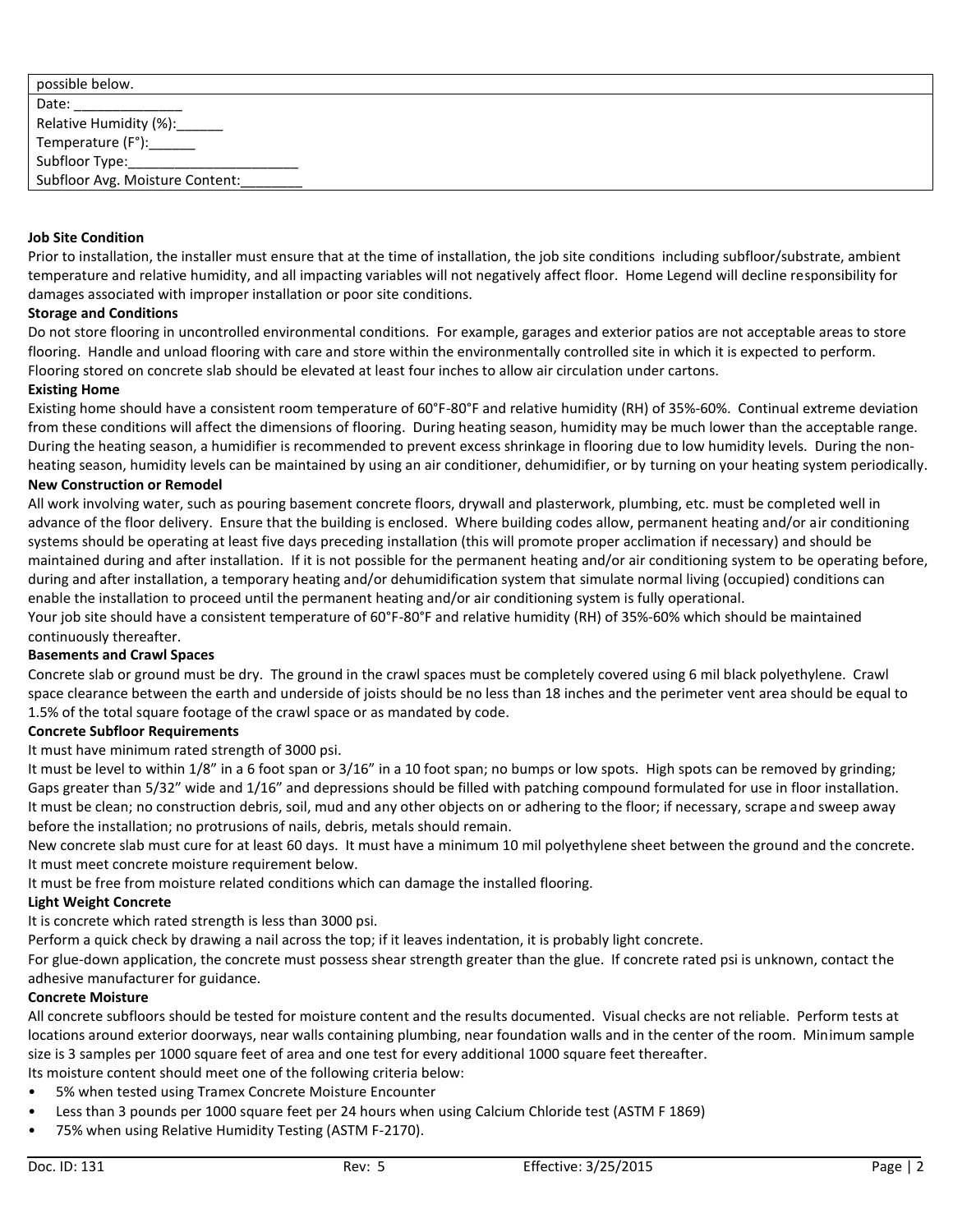| possible below. |
| --- |
| Date: ______________<br>Relative Humidity (%):______<br>Temperature (F°):______<br>Subfloor Type:______________________<br>Subfloor Avg. Moisture Content:________ |

**Job Site Condition**

Prior to installation, the installer must ensure that at the time of installation, the job site conditions including subfloor/substrate, ambient temperature and relative humidity, and all impacting variables will not negatively affect floor. Home Legend will decline responsibility for damages associated with improper installation or poor site conditions.

**Storage and Conditions**

Do not store flooring in uncontrolled environmental conditions. For example, garages and exterior patios are not acceptable areas to store flooring. Handle and unload flooring with care and store within the environmentally controlled site in which it is expected to perform. Flooring stored on concrete slab should be elevated at least four inches to allow air circulation under cartons.

**Existing Home**

Existing home should have a consistent room temperature of 60°F-80°F and relative humidity (RH) of 35%-60%. Continual extreme deviation from these conditions will affect the dimensions of flooring. During heating season, humidity may be much lower than the acceptable range. During the heating season, a humidifier is recommended to prevent excess shrinkage in flooring due to low humidity levels. During the non-heating season, humidity levels can be maintained by using an air conditioner, dehumidifier, or by turning on your heating system periodically.

**New Construction or Remodel**

All work involving water, such as pouring basement concrete floors, drywall and plasterwork, plumbing, etc. must be completed well in advance of the floor delivery. Ensure that the building is enclosed. Where building codes allow, permanent heating and/or air conditioning systems should be operating at least five days preceding installation (this will promote proper acclimation if necessary) and should be maintained during and after installation. If it is not possible for the permanent heating and/or air conditioning system to be operating before, during and after installation, a temporary heating and/or dehumidification system that simulate normal living (occupied) conditions can enable the installation to proceed until the permanent heating and/or air conditioning system is fully operational.

Your job site should have a consistent temperature of 60°F-80°F and relative humidity (RH) of 35%-60% which should be maintained continuously thereafter.

**Basements and Crawl Spaces**

Concrete slab or ground must be dry. The ground in the crawl spaces must be completely covered using 6 mil black polyethylene. Crawl space clearance between the earth and underside of joists should be no less than 18 inches and the perimeter vent area should be equal to 1.5% of the total square footage of the crawl space or as mandated by code.

**Concrete Subfloor Requirements**

It must have minimum rated strength of 3000 psi.

It must be level to within 1/8" in a 6 foot span or 3/16" in a 10 foot span; no bumps or low spots. High spots can be removed by grinding; Gaps greater than 5/32" wide and 1/16" and depressions should be filled with patching compound formulated for use in floor installation.

It must be clean; no construction debris, soil, mud and any other objects on or adhering to the floor; if necessary, scrape and sweep away before the installation; no protrusions of nails, debris, metals should remain.

New concrete slab must cure for at least 60 days. It must have a minimum 10 mil polyethylene sheet between the ground and the concrete.

It must meet concrete moisture requirement below.

It must be free from moisture related conditions which can damage the installed flooring.

**Light Weight Concrete**

It is concrete which rated strength is less than 3000 psi.

Perform a quick check by drawing a nail across the top; if it leaves indentation, it is probably light concrete.

For glue-down application, the concrete must possess shear strength greater than the glue. If concrete rated psi is unknown, contact the adhesive manufacturer for guidance.

**Concrete Moisture**

All concrete subfloors should be tested for moisture content and the results documented. Visual checks are not reliable. Perform tests at locations around exterior doorways, near walls containing plumbing, near foundation walls and in the center of the room. Minimum sample size is 3 samples per 1000 square feet of area and one test for every additional 1000 square feet thereafter.

Its moisture content should meet one of the following criteria below:

- 5% when tested using Tramex Concrete Moisture Encounter
- Less than 3 pounds per 1000 square feet per 24 hours when using Calcium Chloride test (ASTM F 1869)
- 75% when using Relative Humidity Testing (ASTM F-2170).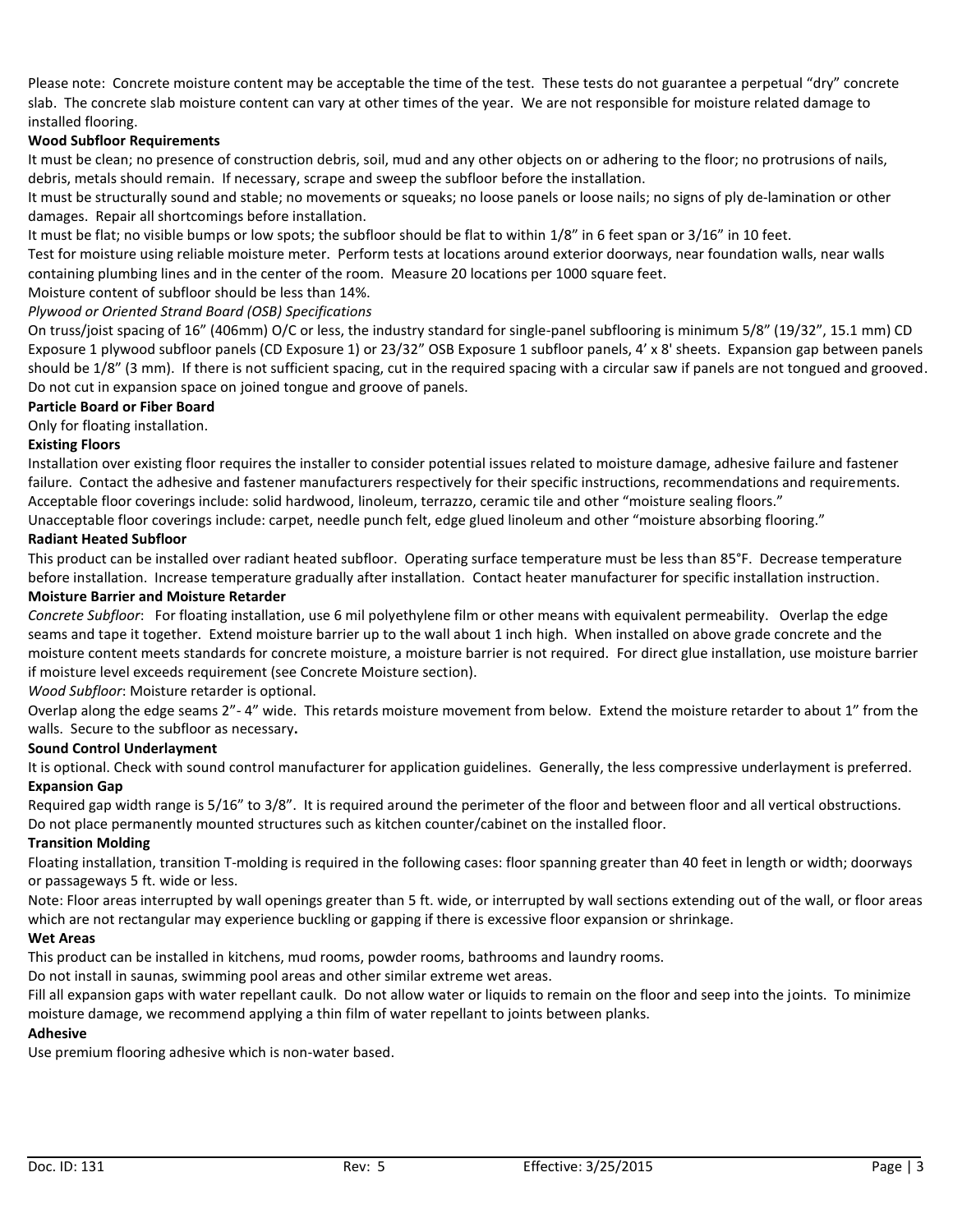Please note: Concrete moisture content may be acceptable the time of the test. These tests do not guarantee a perpetual "dry" concrete slab. The concrete slab moisture content can vary at other times of the year. We are not responsible for moisture related damage to installed flooring.

**Wood Subfloor Requirements**

It must be clean; no presence of construction debris, soil, mud and any other objects on or adhering to the floor; no protrusions of nails, debris, metals should remain. If necessary, scrape and sweep the subfloor before the installation.

It must be structurally sound and stable; no movements or squeaks; no loose panels or loose nails; no signs of ply de-lamination or other damages. Repair all shortcomings before installation.

It must be flat; no visible bumps or low spots; the subfloor should be flat to within 1/8" in 6 feet span or 3/16" in 10 feet.

Test for moisture using reliable moisture meter. Perform tests at locations around exterior doorways, near foundation walls, near walls containing plumbing lines and in the center of the room. Measure 20 locations per 1000 square feet.

Moisture content of subfloor should be less than 14%.

*Plywood or Oriented Strand Board (OSB) Specifications*

On truss/joist spacing of 16" (406mm) O/C or less, the industry standard for single-panel subflooring is minimum 5/8" (19/32", 15.1 mm) CD Exposure 1 plywood subfloor panels (CD Exposure 1) or 23/32" OSB Exposure 1 subfloor panels, 4' x 8' sheets. Expansion gap between panels should be 1/8" (3 mm). If there is not sufficient spacing, cut in the required spacing with a circular saw if panels are not tongued and grooved. Do not cut in expansion space on joined tongue and groove of panels.

**Particle Board or Fiber Board**

Only for floating installation.

**Existing Floors**

Installation over existing floor requires the installer to consider potential issues related to moisture damage, adhesive failure and fastener failure. Contact the adhesive and fastener manufacturers respectively for their specific instructions, recommendations and requirements.

Acceptable floor coverings include: solid hardwood, linoleum, terrazzo, ceramic tile and other "moisture sealing floors."

Unacceptable floor coverings include: carpet, needle punch felt, edge glued linoleum and other "moisture absorbing flooring."

**Radiant Heated Subfloor**

This product can be installed over radiant heated subfloor. Operating surface temperature must be less than 85°F. Decrease temperature before installation. Increase temperature gradually after installation. Contact heater manufacturer for specific installation instruction.

**Moisture Barrier and Moisture Retarder**

*Concrete Subfloor*: For floating installation, use 6 mil polyethylene film or other means with equivalent permeability. Overlap the edge seams and tape it together. Extend moisture barrier up to the wall about 1 inch high. When installed on above grade concrete and the moisture content meets standards for concrete moisture, a moisture barrier is not required. For direct glue installation, use moisture barrier if moisture level exceeds requirement (see Concrete Moisture section).

*Wood Subfloor*: Moisture retarder is optional.

Overlap along the edge seams 2"- 4" wide. This retards moisture movement from below. Extend the moisture retarder to about 1" from the walls. Secure to the subfloor as necessary.

**Sound Control Underlayment**

It is optional. Check with sound control manufacturer for application guidelines. Generally, the less compressive underlayment is preferred.

**Expansion Gap**

Required gap width range is 5/16" to 3/8". It is required around the perimeter of the floor and between floor and all vertical obstructions. Do not place permanently mounted structures such as kitchen counter/cabinet on the installed floor.

**Transition Molding**

Floating installation, transition T-molding is required in the following cases: floor spanning greater than 40 feet in length or width; doorways or passageways 5 ft. wide or less.

Note: Floor areas interrupted by wall openings greater than 5 ft. wide, or interrupted by wall sections extending out of the wall, or floor areas which are not rectangular may experience buckling or gapping if there is excessive floor expansion or shrinkage.

**Wet Areas**

This product can be installed in kitchens, mud rooms, powder rooms, bathrooms and laundry rooms.

Do not install in saunas, swimming pool areas and other similar extreme wet areas.

Fill all expansion gaps with water repellant caulk. Do not allow water or liquids to remain on the floor and seep into the joints. To minimize moisture damage, we recommend applying a thin film of water repellant to joints between planks.

**Adhesive**

Use premium flooring adhesive which is non-water based.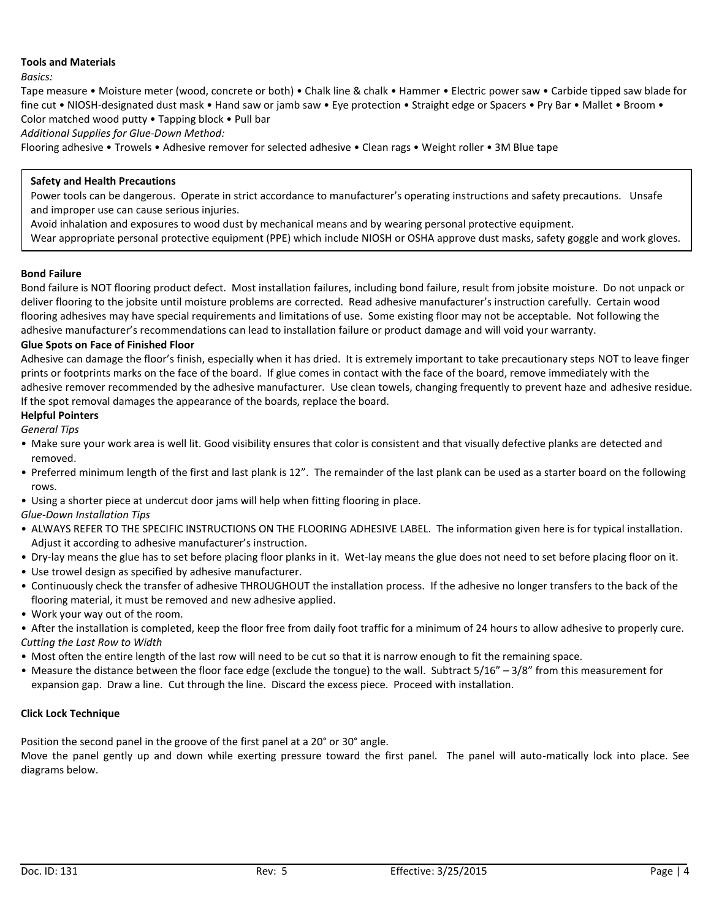**Tools and Materials**

*Basics:*

Tape measure • Moisture meter (wood, concrete or both) • Chalk line & chalk • Hammer • Electric power saw • Carbide tipped saw blade for fine cut • NIOSH-designated dust mask • Hand saw or jamb saw • Eye protection • Straight edge or Spacers • Pry Bar • Mallet • Broom • Color matched wood putty • Tapping block • Pull bar

*Additional Supplies for Glue-Down Method:*

Flooring adhesive • Trowels • Adhesive remover for selected adhesive • Clean rags • Weight roller • 3M Blue tape

**Safety and Health Precautions**

Power tools can be dangerous. Operate in strict accordance to manufacturer's operating instructions and safety precautions. Unsafe and improper use can cause serious injuries.

Avoid inhalation and exposures to wood dust by mechanical means and by wearing personal protective equipment.

Wear appropriate personal protective equipment (PPE) which include NIOSH or OSHA approve dust masks, safety goggle and work gloves.

**Bond Failure**

Bond failure is NOT flooring product defect. Most installation failures, including bond failure, result from jobsite moisture. Do not unpack or deliver flooring to the jobsite until moisture problems are corrected. Read adhesive manufacturer's instruction carefully. Certain wood flooring adhesives may have special requirements and limitations of use. Some existing floor may not be acceptable. Not following the adhesive manufacturer's recommendations can lead to installation failure or product damage and will void your warranty.

**Glue Spots on Face of Finished Floor**

Adhesive can damage the floor's finish, especially when it has dried. It is extremely important to take precautionary steps NOT to leave finger prints or footprints marks on the face of the board. If glue comes in contact with the face of the board, remove immediately with the adhesive remover recommended by the adhesive manufacturer. Use clean towels, changing frequently to prevent haze and adhesive residue. If the spot removal damages the appearance of the boards, replace the board.

**Helpful Pointers**

*General Tips*

- Make sure your work area is well lit. Good visibility ensures that color is consistent and that visually defective planks are detected and removed.
- Preferred minimum length of the first and last plank is 12". The remainder of the last plank can be used as a starter board on the following rows.
- Using a shorter piece at undercut door jams will help when fitting flooring in place.

*Glue-Down Installation Tips*

- ALWAYS REFER TO THE SPECIFIC INSTRUCTIONS ON THE FLOORING ADHESIVE LABEL. The information given here is for typical installation. Adjust it according to adhesive manufacturer's instruction.
- Dry-lay means the glue has to set before placing floor planks in it. Wet-lay means the glue does not need to set before placing floor on it.
- Use trowel design as specified by adhesive manufacturer.
- Continuously check the transfer of adhesive THROUGHOUT the installation process. If the adhesive no longer transfers to the back of the flooring material, it must be removed and new adhesive applied.
- Work your way out of the room.
- After the installation is completed, keep the floor free from daily foot traffic for a minimum of 24 hours to allow adhesive to properly cure.

*Cutting the Last Row to Width*

- Most often the entire length of the last row will need to be cut so that it is narrow enough to fit the remaining space.
- Measure the distance between the floor face edge (exclude the tongue) to the wall. Subtract 5/16" – 3/8" from this measurement for expansion gap. Draw a line. Cut through the line. Discard the excess piece. Proceed with installation.

**Click Lock Technique**

Position the second panel in the groove of the first panel at a 20° or 30° angle.

Move the panel gently up and down while exerting pressure toward the first panel. The panel will auto-matically lock into place. See diagrams below.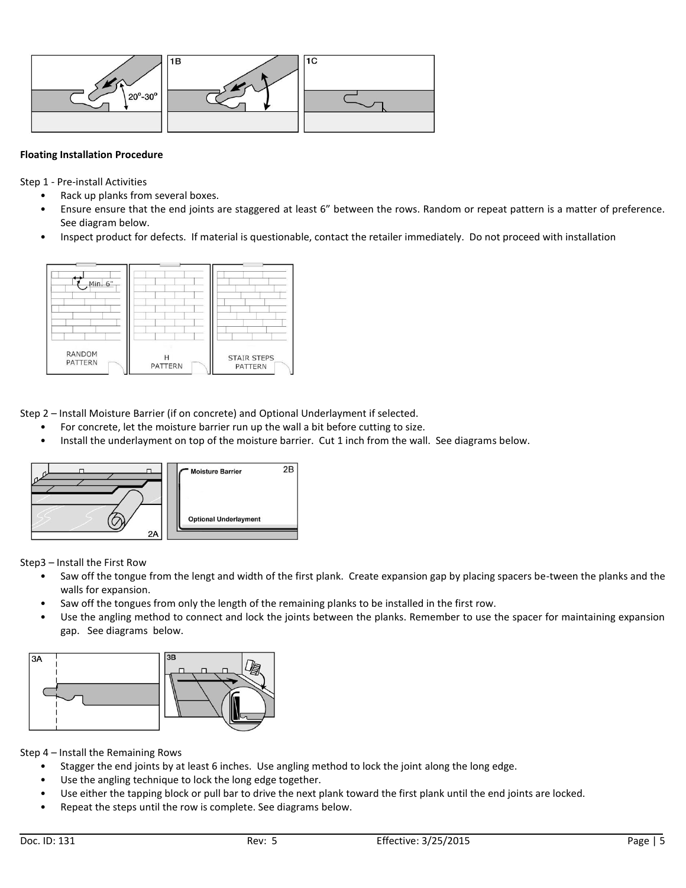**Floating Installation Procedure**

Step 1 - Pre-install Activities

- Rack up planks from several boxes.
- Ensure ensure that the end joints are staggered at least 6" between the rows. Random or repeat pattern is a matter of preference. See diagram below.
- Inspect product for defects. If material is questionable, contact the retailer immediately. Do not proceed with installation

Step 2 – Install Moisture Barrier (if on concrete) and Optional Underlayment if selected.

- For concrete, let the moisture barrier run up the wall a bit before cutting to size.
- Install the underlayment on top of the moisture barrier. Cut 1 inch from the wall. See diagrams below.

Step3 – Install the First Row

- Saw off the tongue from the lengt and width of the first plank. Create expansion gap by placing spacers be-tween the planks and the walls for expansion.
- Saw off the tongues from only the length of the remaining planks to be installed in the first row.
- Use the angling method to connect and lock the joints between the planks. Remember to use the spacer for maintaining expansion gap. See diagrams below.

Step 4 – Install the Remaining Rows

- Stagger the end joints by at least 6 inches. Use angling method to lock the joint along the long edge.
- Use the angling technique to lock the long edge together.
- Use either the tapping block or pull bar to drive the next plank toward the first plank until the end joints are locked.
- Repeat the steps until the row is complete. See diagrams below.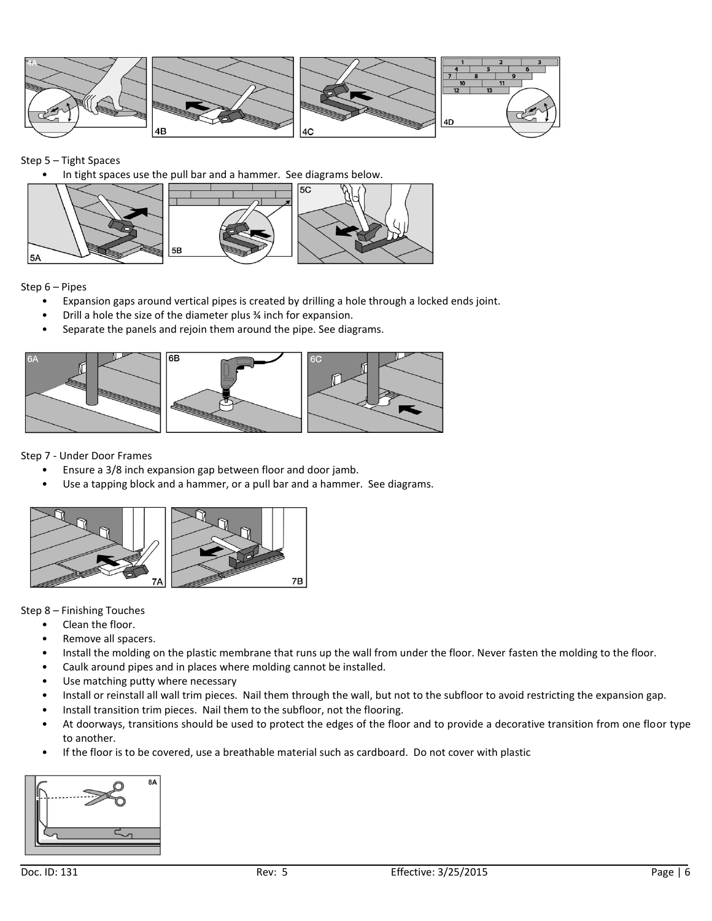Step 5 – Tight Spaces

- In tight spaces use the pull bar and a hammer. See diagrams below.

Step 6 – Pipes

- Expansion gaps around vertical pipes is created by drilling a hole through a locked ends joint.
- Drill a hole the size of the diameter plus ¾ inch for expansion.
- Separate the panels and rejoin them around the pipe. See diagrams.

Step 7 - Under Door Frames

- Ensure a 3/8 inch expansion gap between floor and door jamb.
- Use a tapping block and a hammer, or a pull bar and a hammer. See diagrams.

Step 8 – Finishing Touches

- Clean the floor.
- Remove all spacers.
- Install the molding on the plastic membrane that runs up the wall from under the floor. Never fasten the molding to the floor.
- Caulk around pipes and in places where molding cannot be installed.
- Use matching putty where necessary
- Install or reinstall all wall trim pieces. Nail them through the wall, but not to the subfloor to avoid restricting the expansion gap.
- Install transition trim pieces. Nail them to the subfloor, not the flooring.
- At doorways, transitions should be used to protect the edges of the floor and to provide a decorative transition from one floor type to another.
- If the floor is to be covered, use a breathable material such as cardboard. Do not cover with plastic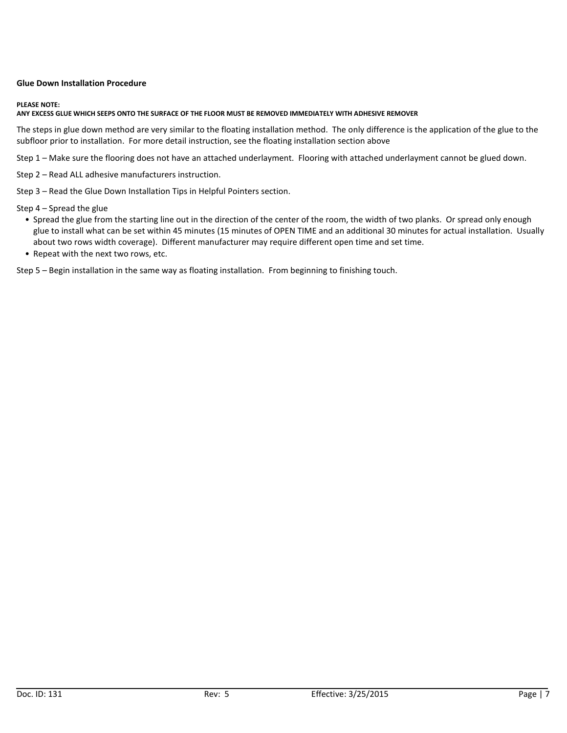## Glue Down Installation Procedure

**PLEASE NOTE:**
**ANY EXCESS GLUE WHICH SEEPS ONTO THE SURFACE OF THE FLOOR MUST BE REMOVED IMMEDIATELY WITH ADHESIVE REMOVER**

The steps in glue down method are very similar to the floating installation method. The only difference is the application of the glue to the subfloor prior to installation. For more detail instruction, see the floating installation section above

Step 1 – Make sure the flooring does not have an attached underlayment. Flooring with attached underlayment cannot be glued down.

Step 2 – Read ALL adhesive manufacturers instruction.

Step 3 – Read the Glue Down Installation Tips in Helpful Pointers section.

Step 4 – Spread the glue

- Spread the glue from the starting line out in the direction of the center of the room, the width of two planks. Or spread only enough glue to install what can be set within 45 minutes (15 minutes of OPEN TIME and an additional 30 minutes for actual installation. Usually about two rows width coverage). Different manufacturer may require different open time and set time.
- Repeat with the next two rows, etc.

Step 5 – Begin installation in the same way as floating installation. From beginning to finishing touch.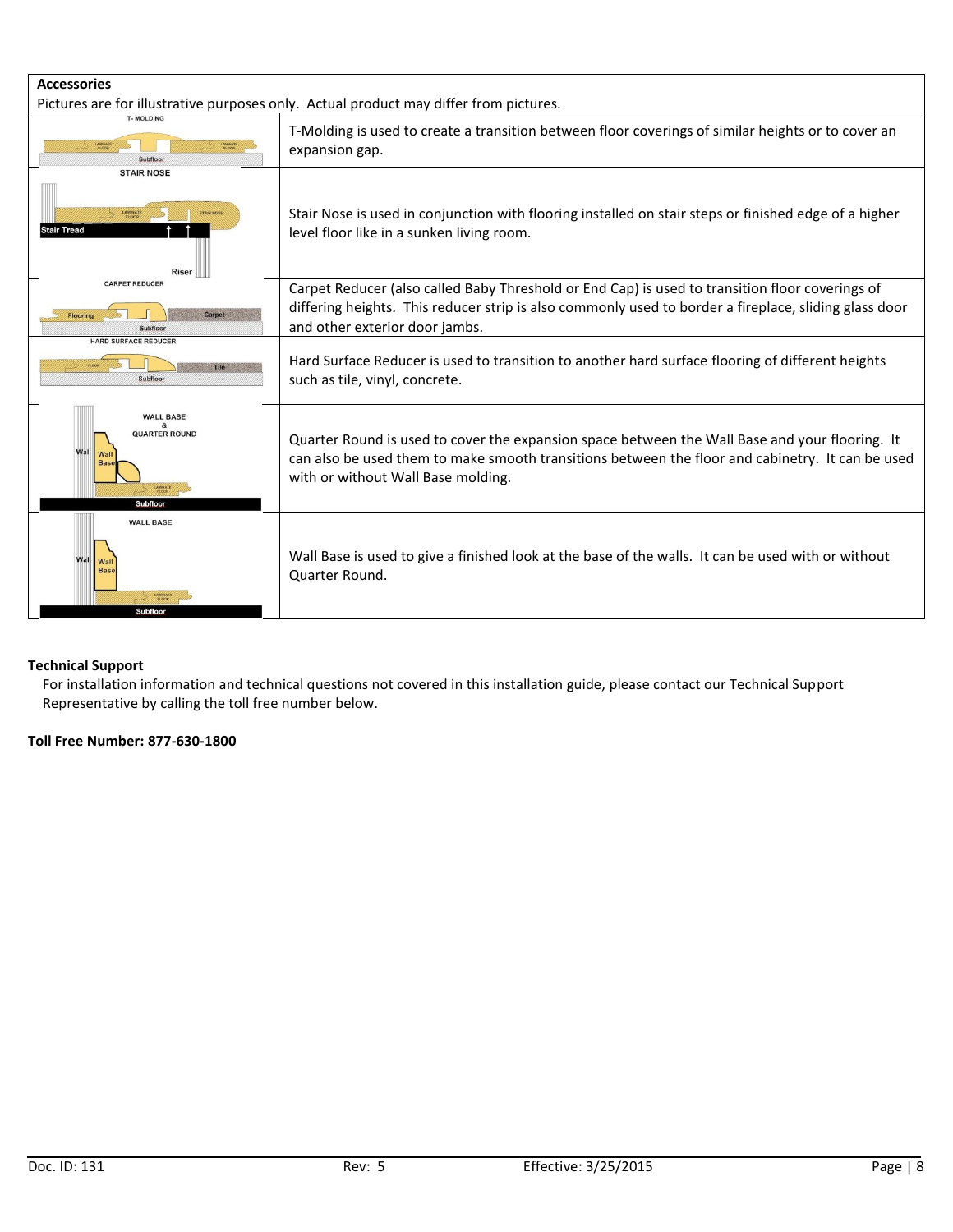**Accessories**

Pictures are for illustrative purposes only. Actual product may differ from pictures.

| | |
|---|---|
| T- MOLDING | T-Molding is used to create a transition between floor coverings of similar heights or to cover an expansion gap. |
| STAIR NOSE | Stair Nose is used in conjunction with flooring installed on stair steps or finished edge of a higher level floor like in a sunken living room. |
| CARPET REDUCER | Carpet Reducer (also called Baby Threshold or End Cap) is used to transition floor coverings of differing heights. This reducer strip is also commonly used to border a fireplace, sliding glass door and other exterior door jambs. |
| HARD SURFACE REDUCER | Hard Surface Reducer is used to transition to another hard surface flooring of different heights such as tile, vinyl, concrete. |
| WALL BASE & QUARTER ROUND | Quarter Round is used to cover the expansion space between the Wall Base and your flooring. It can also be used them to make smooth transitions between the floor and cabinetry. It can be used with or without Wall Base molding. |
| WALL BASE | Wall Base is used to give a finished look at the base of the walls. It can be used with or without Quarter Round. |

**Technical Support**

For installation information and technical questions not covered in this installation guide, please contact our Technical Support Representative by calling the toll free number below.

**Toll Free Number: 877-630-1800**

Doc. ID: 131 Rev: 5 Effective: 3/25/2015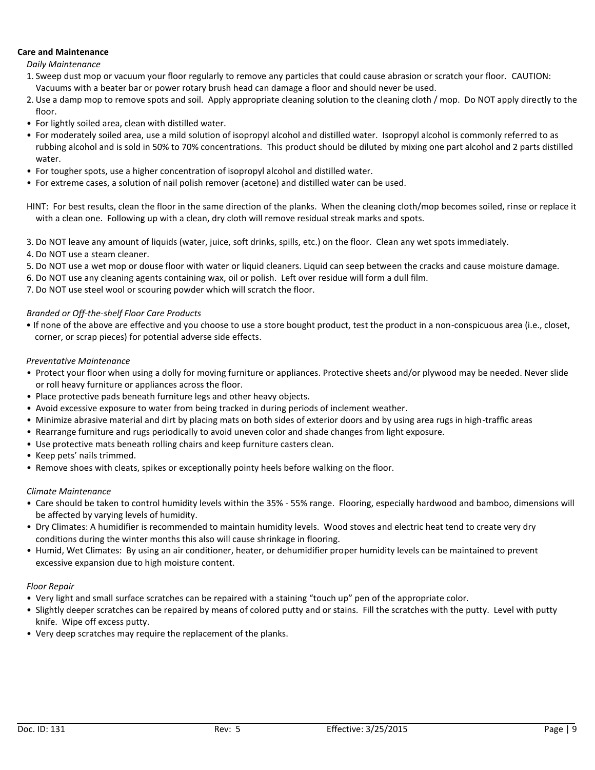**Care and Maintenance**

*Daily Maintenance*

1. Sweep dust mop or vacuum your floor regularly to remove any particles that could cause abrasion or scratch your floor. CAUTION: Vacuums with a beater bar or power rotary brush head can damage a floor and should never be used.
2. Use a damp mop to remove spots and soil. Apply appropriate cleaning solution to the cleaning cloth / mop. Do NOT apply directly to the floor.

- For lightly soiled area, clean with distilled water.
- For moderately soiled area, use a mild solution of isopropyl alcohol and distilled water. Isopropyl alcohol is commonly referred to as rubbing alcohol and is sold in 50% to 70% concentrations. This product should be diluted by mixing one part alcohol and 2 parts distilled water.
- For tougher spots, use a higher concentration of isopropyl alcohol and distilled water.
- For extreme cases, a solution of nail polish remover (acetone) and distilled water can be used.

HINT: For best results, clean the floor in the same direction of the planks. When the cleaning cloth/mop becomes soiled, rinse or replace it with a clean one. Following up with a clean, dry cloth will remove residual streak marks and spots.

3. Do NOT leave any amount of liquids (water, juice, soft drinks, spills, etc.) on the floor. Clean any wet spots immediately.
4. Do NOT use a steam cleaner.
5. Do NOT use a wet mop or douse floor with water or liquid cleaners. Liquid can seep between the cracks and cause moisture damage.
6. Do NOT use any cleaning agents containing wax, oil or polish. Left over residue will form a dull film.
7. Do NOT use steel wool or scouring powder which will scratch the floor.

*Branded or Off-the-shelf Floor Care Products*

- If none of the above are effective and you choose to use a store bought product, test the product in a non-conspicuous area (i.e., closet, corner, or scrap pieces) for potential adverse side effects.

*Preventative Maintenance*

- Protect your floor when using a dolly for moving furniture or appliances. Protective sheets and/or plywood may be needed. Never slide or roll heavy furniture or appliances across the floor.
- Place protective pads beneath furniture legs and other heavy objects.
- Avoid excessive exposure to water from being tracked in during periods of inclement weather.
- Minimize abrasive material and dirt by placing mats on both sides of exterior doors and by using area rugs in high-traffic areas
- Rearrange furniture and rugs periodically to avoid uneven color and shade changes from light exposure.
- Use protective mats beneath rolling chairs and keep furniture casters clean.
- Keep pets' nails trimmed.
- Remove shoes with cleats, spikes or exceptionally pointy heels before walking on the floor.

*Climate Maintenance*

- Care should be taken to control humidity levels within the 35% - 55% range. Flooring, especially hardwood and bamboo, dimensions will be affected by varying levels of humidity.
- Dry Climates: A humidifier is recommended to maintain humidity levels. Wood stoves and electric heat tend to create very dry conditions during the winter months this also will cause shrinkage in flooring.
- Humid, Wet Climates: By using an air conditioner, heater, or dehumidifier proper humidity levels can be maintained to prevent excessive expansion due to high moisture content.

*Floor Repair*

- Very light and small surface scratches can be repaired with a staining "touch up" pen of the appropriate color.
- Slightly deeper scratches can be repaired by means of colored putty and or stains. Fill the scratches with the putty. Level with putty knife. Wipe off excess putty.
- Very deep scratches may require the replacement of the planks.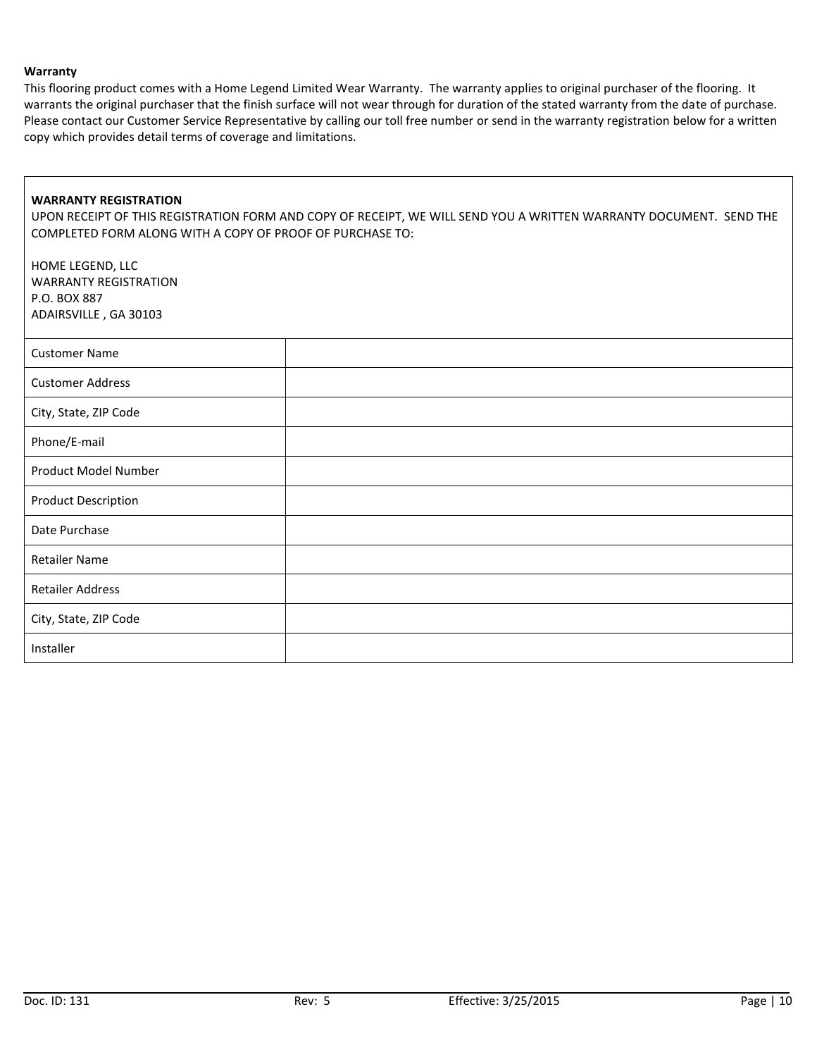**Warranty**

This flooring product comes with a Home Legend Limited Wear Warranty. The warranty applies to original purchaser of the flooring. It warrants the original purchaser that the finish surface will not wear through for duration of the stated warranty from the date of purchase. Please contact our Customer Service Representative by calling our toll free number or send in the warranty registration below for a written copy which provides detail terms of coverage and limitations.

**WARRANTY REGISTRATION**

UPON RECEIPT OF THIS REGISTRATION FORM AND COPY OF RECEIPT, WE WILL SEND YOU A WRITTEN WARRANTY DOCUMENT. SEND THE COMPLETED FORM ALONG WITH A COPY OF PROOF OF PURCHASE TO:

HOME LEGEND, LLC
WARRANTY REGISTRATION
P.O. BOX 887
ADAIRSVILLE , GA 30103

| | |
|---|---|
| Customer Name | |
| Customer Address | |
| City, State, ZIP Code | |
| Phone/E-mail | |
| Product Model Number | |
| Product Description | |
| Date Purchase | |
| Retailer Name | |
| Retailer Address | |
| City, State, ZIP Code | |
| Installer | |